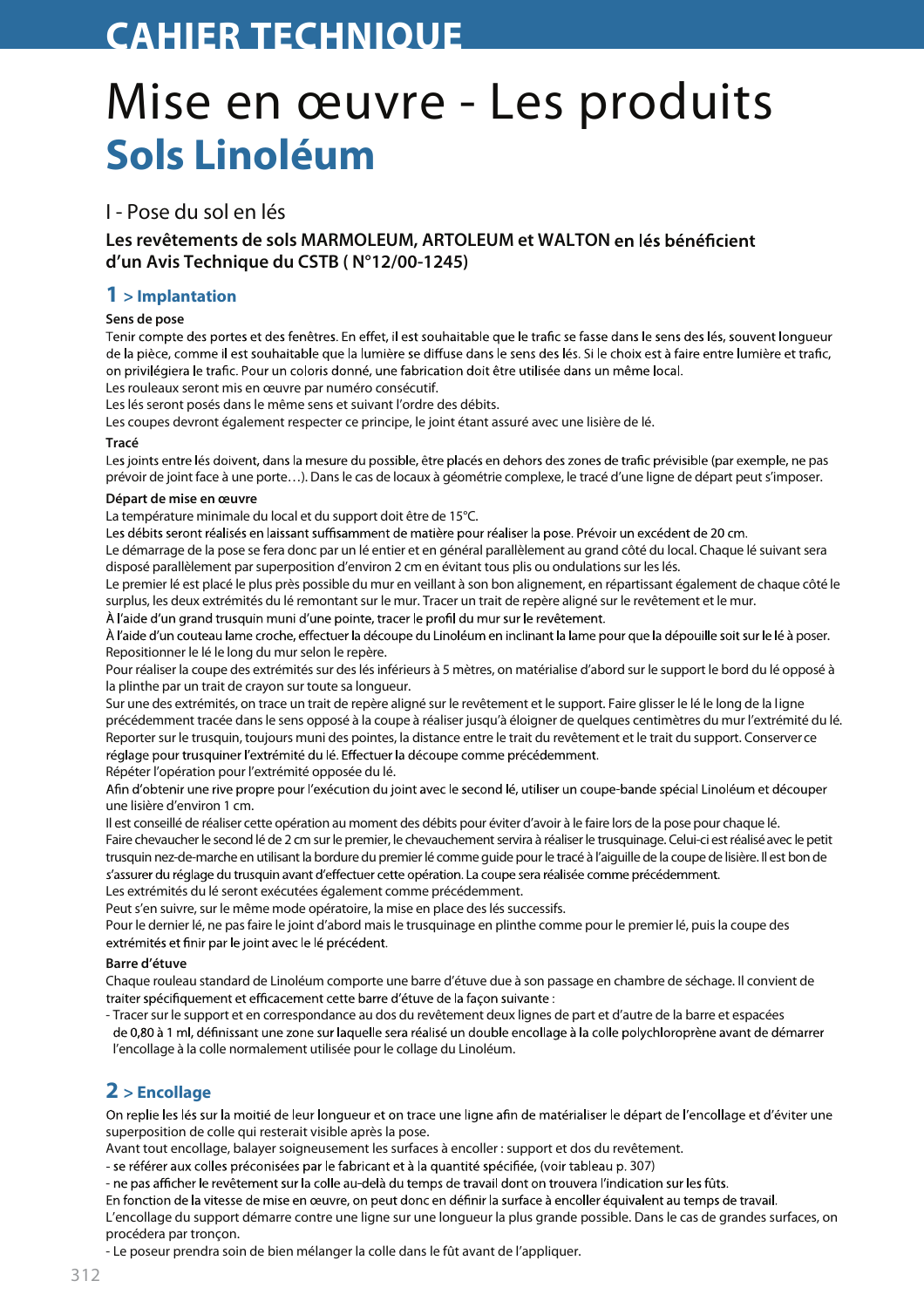CAHIER TECHNIQUE

# Mise en œuvre - Les produits

# Sols Linoléum

## I - Pose du sol en lés

**Les revêtements de sols MARMOLEUM, ARTOLEUM et WALTON en lés bénéficient d'un Avis Technique du CSTB ( N°12/00-1245)**

### 1 > Implantation

**Sens de pose**

Tenir compte des portes et des fenêtres. En effet, il est souhaitable que le trafic se fasse dans le sens des lés, souvent longueur de la pièce, comme il est souhaitable que la lumière se diffuse dans le sens des lés. Si le choix est à faire entre lumière et trafic, on privilégiera le trafic. Pour un coloris donné, une fabrication doit être utilisée dans un même local.
Les rouleaux seront mis en œuvre par numéro consécutif.
Les lés seront posés dans le même sens et suivant l'ordre des débits.
Les coupes devront également respecter ce principe, le joint étant assuré avec une lisière de lé.

**Tracé**

Les joints entre lés doivent, dans la mesure du possible, être placés en dehors des zones de trafic prévisible (par exemple, ne pas prévoir de joint face à une porte…). Dans le cas de locaux à géométrie complexe, le tracé d'une ligne de départ peut s'imposer.

**Départ de mise en œuvre**

La température minimale du local et du support doit être de 15°C.
Les débits seront réalisés en laissant suffisamment de matière pour réaliser la pose. Prévoir un excédent de 20 cm.
Le démarrage de la pose se fera donc par un lé entier et en général parallèlement au grand côté du local. Chaque lé suivant sera disposé parallèlement par superposition d'environ 2 cm en évitant tous plis ou ondulations sur les lés.
Le premier lé est placé le plus près possible du mur en veillant à son bon alignement, en répartissant également de chaque côté le surplus, les deux extrémités du lé remontant sur le mur. Tracer un trait de repère aligné sur le revêtement et le mur.
À l'aide d'un grand trusquin muni d'une pointe, tracer le profil du mur sur le revêtement.
À l'aide d'un couteau lame croche, effectuer la découpe du Linoléum en inclinant la lame pour que la dépouille soit sur le lé à poser.
Repositionner le lé le long du mur selon le repère.
Pour réaliser la coupe des extrémités sur des lés inférieurs à 5 mètres, on matérialise d'abord sur le support le bord du lé opposé à la plinthe par un trait de crayon sur toute sa longueur.
Sur une des extrémités, on trace un trait de repère aligné sur le revêtement et le support. Faire glisser le lé le long de la ligne précédemment tracée dans le sens opposé à la coupe à réaliser jusqu'à éloigner de quelques centimètres du mur l'extrémité du lé.
Reporter sur le trusquin, toujours muni des pointes, la distance entre le trait du revêtement et le trait du support. Conserver ce réglage pour trusquiner l'extrémité du lé. Effectuer la découpe comme précédemment.
Répéter l'opération pour l'extrémité opposée du lé.
Afin d'obtenir une rive propre pour l'exécution du joint avec le second lé, utiliser un coupe-bande spécial Linoléum et découper une lisière d'environ 1 cm.
Il est conseillé de réaliser cette opération au moment des débits pour éviter d'avoir à le faire lors de la pose pour chaque lé.
Faire chevaucher le second lé de 2 cm sur le premier, le chevauchement servira à réaliser le trusquinage. Celui-ci est réalisé avec le petit trusquin nez-de-marche en utilisant la bordure du premier lé comme guide pour le tracé à l'aiguille de la coupe de lisière. Il est bon de s'assurer du réglage du trusquin avant d'effectuer cette opération. La coupe sera réalisée comme précédemment.
Les extrémités du lé seront exécutées également comme précédemment.
Peut s'en suivre, sur le même mode opératoire, la mise en place des lés successifs.
Pour le dernier lé, ne pas faire le joint d'abord mais le trusquinage en plinthe comme pour le premier lé, puis la coupe des extrémités et finir par le joint avec le lé précédent.

**Barre d'étuve**

Chaque rouleau standard de Linoléum comporte une barre d'étuve due à son passage en chambre de séchage. Il convient de traiter spécifiquement et efficacement cette barre d'étuve de la façon suivante :

- Tracer sur le support et en correspondance au dos du revêtement deux lignes de part et d'autre de la barre et espacées de 0,80 à 1 ml, définissant une zone sur laquelle sera réalisé un double encollage à la colle polychloroprène avant de démarrer l'encollage à la colle normalement utilisée pour le collage du Linoléum.

### 2 > Encollage

On replie les lés sur la moitié de leur longueur et on trace une ligne afin de matérialiser le départ de l'encollage et d'éviter une superposition de colle qui resterait visible après la pose.
Avant tout encollage, balayer soigneusement les surfaces à encoller : support et dos du revêtement.
- se référer aux colles préconisées par le fabricant et à la quantité spécifiée, (voir tableau p. 307)
- ne pas afficher le revêtement sur la colle au-delà du temps de travail dont on trouvera l'indication sur les fûts.

En fonction de la vitesse de mise en œuvre, on peut donc en définir la surface à encoller équivalent au temps de travail.
L'encollage du support démarre contre une ligne sur une longueur la plus grande possible. Dans le cas de grandes surfaces, on procédera par tronçon.
- Le poseur prendra soin de bien mélanger la colle dans le fût avant de l'appliquer.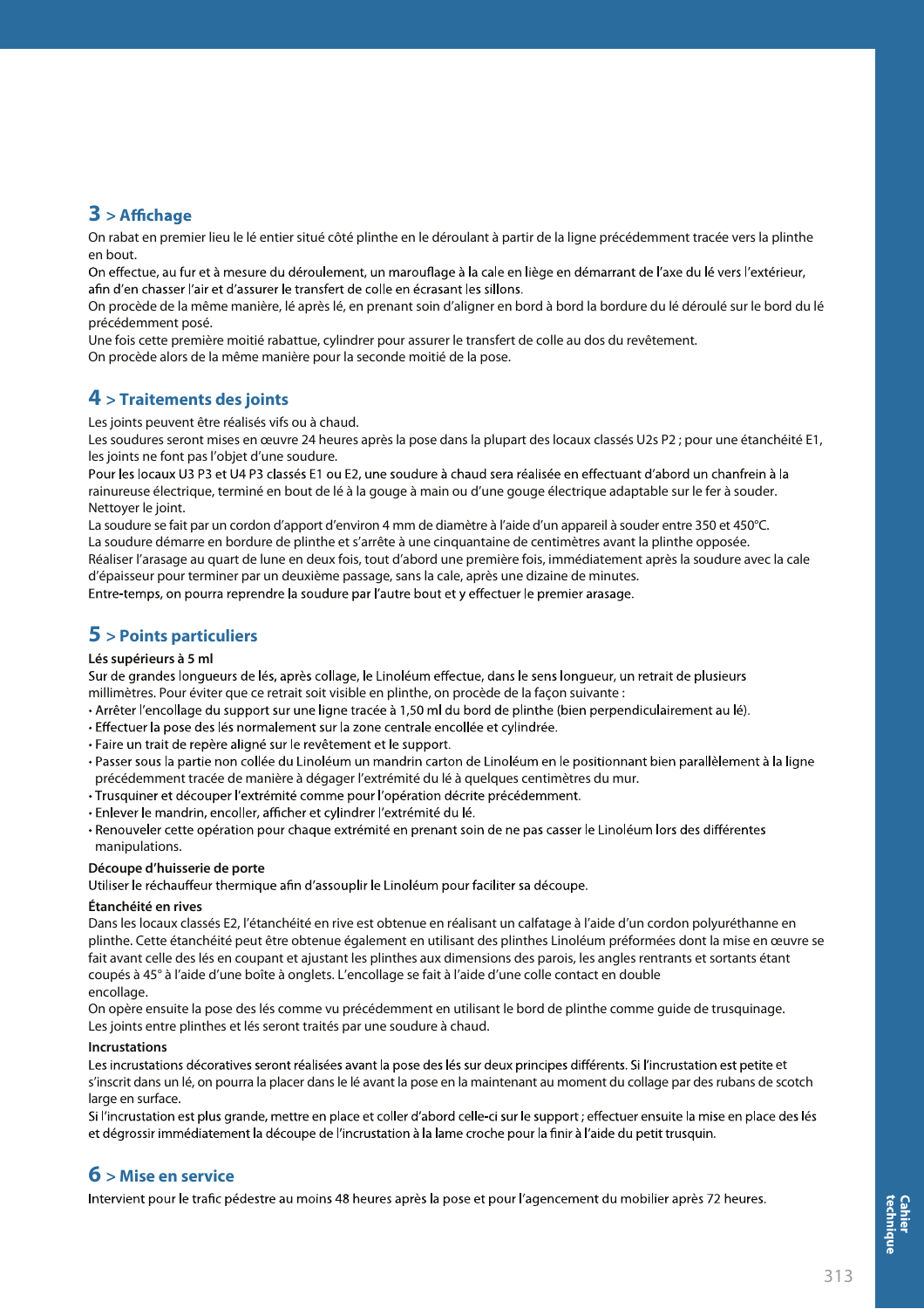## 3 > Affichage

On rabat en premier lieu le lé entier situé côté plinthe en le déroulant à partir de la ligne précédemment tracée vers la plinthe en bout.
On effectue, au fur et à mesure du déroulement, un marouflage à la cale en liège en démarrant de l'axe du lé vers l'extérieur, afin d'en chasser l'air et d'assurer le transfert de colle en écrasant les sillons.
On procède de la même manière, lé après lé, en prenant soin d'aligner en bord à bord la bordure du lé déroulé sur le bord du lé précédemment posé.
Une fois cette première moitié rabattue, cylindrer pour assurer le transfert de colle au dos du revêtement.
On procède alors de la même manière pour la seconde moitié de la pose.

## 4 > Traitements des joints

Les joints peuvent être réalisés vifs ou à chaud.
Les soudures seront mises en œuvre 24 heures après la pose dans la plupart des locaux classés U2s P2 ; pour une étanchéité E1, les joints ne font pas l'objet d'une soudure.
Pour les locaux U3 P3 et U4 P3 classés E1 ou E2, une soudure à chaud sera réalisée en effectuant d'abord un chanfrein à la rainureuse électrique, terminé en bout de lé à la gouge à main ou d'une gouge électrique adaptable sur le fer à souder.
Nettoyer le joint.
La soudure se fait par un cordon d'apport d'environ 4 mm de diamètre à l'aide d'un appareil à souder entre 350 et 450°C.
La soudure démarre en bordure de plinthe et s'arrête à une cinquantaine de centimètres avant la plinthe opposée.
Réaliser l'arasage au quart de lune en deux fois, tout d'abord une première fois, immédiatement après la soudure avec la cale d'épaisseur pour terminer par un deuxième passage, sans la cale, après une dizaine de minutes.
Entre-temps, on pourra reprendre la soudure par l'autre bout et y effectuer le premier arasage.

## 5 > Points particuliers

**Lés supérieurs à 5 ml**

Sur de grandes longueurs de lés, après collage, le Linoléum effectue, dans le sens longueur, un retrait de plusieurs millimètres. Pour éviter que ce retrait soit visible en plinthe, on procède de la façon suivante :

- Arrêter l'encollage du support sur une ligne tracée à 1,50 ml du bord de plinthe (bien perpendiculairement au lé).
- Effectuer la pose des lés normalement sur la zone centrale encollée et cylindrée.
- Faire un trait de repère aligné sur le revêtement et le support.
- Passer sous la partie non collée du Linoléum un mandrin carton de Linoléum en le positionnant bien parallèlement à la ligne précédemment tracée de manière à dégager l'extrémité du lé à quelques centimètres du mur.
- Trusquiner et découper l'extrémité comme pour l'opération décrite précédemment.
- Enlever le mandrin, encoller, afficher et cylindrer l'extrémité du lé.
- Renouveler cette opération pour chaque extrémité en prenant soin de ne pas casser le Linoléum lors des différentes manipulations.

**Découpe d'huisserie de porte**

Utiliser le réchauffeur thermique afin d'assouplir le Linoléum pour faciliter sa découpe.

**Étanchéité en rives**

Dans les locaux classés E2, l'étanchéité en rive est obtenue en réalisant un calfatage à l'aide d'un cordon polyuréthanne en plinthe. Cette étanchéité peut être obtenue également en utilisant des plinthes Linoléum préformées dont la mise en œuvre se fait avant celle des lés en coupant et ajustant les plinthes aux dimensions des parois, les angles rentrants et sortants étant coupés à 45° à l'aide d'une boîte à onglets. L'encollage se fait à l'aide d'une colle contact en double encollage.
On opère ensuite la pose des lés comme vu précédemment en utilisant le bord de plinthe comme guide de trusquinage.
Les joints entre plinthes et lés seront traités par une soudure à chaud.

**Incrustations**

Les incrustations décoratives seront réalisées avant la pose des lés sur deux principes différents. Si l'incrustation est petite et s'inscrit dans un lé, on pourra la placer dans le lé avant la pose en la maintenant au moment du collage par des rubans de scotch large en surface.
Si l'incrustation est plus grande, mettre en place et coller d'abord celle-ci sur le support ; effectuer ensuite la mise en place des lés et dégrossir immédiatement la découpe de l'incrustation à la lame croche pour la finir à l'aide du petit trusquin.

## 6 > Mise en service

Intervient pour le trafic pédestre au moins 48 heures après la pose et pour l'agencement du mobilier après 72 heures.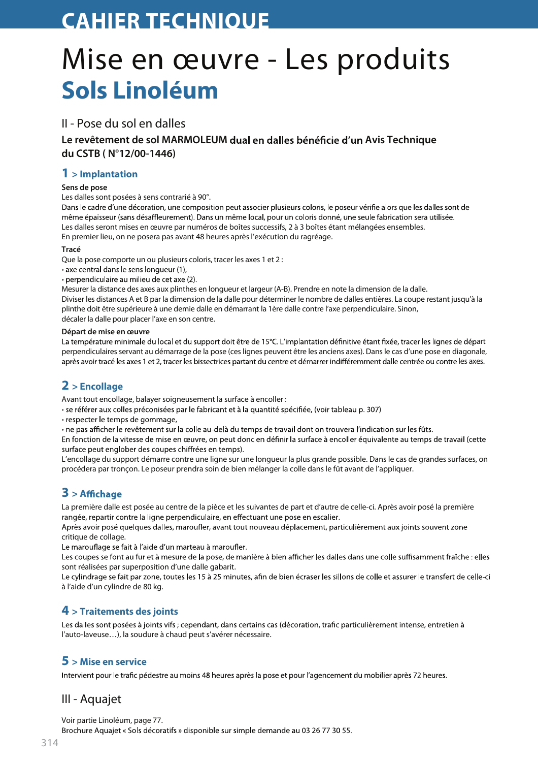# CAHIER TECHNIQUE

# Mise en œuvre - Les produits

## Sols Linoléum

### II - Pose du sol en dalles

**Le revêtement de sol MARMOLEUM dual en dalles bénéficie d'un Avis Technique du CSTB ( N°12/00-1446)**

#### 1 > Implantation

**Sens de pose**

Les dalles sont posées à sens contrarié à 90°.
Dans le cadre d'une décoration, une composition peut associer plusieurs coloris, le poseur vérifie alors que les dalles sont de même épaisseur (sans désaffleurement). Dans un même local, pour un coloris donné, une seule fabrication sera utilisée.
Les dalles seront mises en œuvre par numéros de boîtes successifs, 2 à 3 boîtes étant mélangées ensembles.
En premier lieu, on ne posera pas avant 48 heures après l'exécution du ragréage.

**Tracé**

Que la pose comporte un ou plusieurs coloris, tracer les axes 1 et 2 :

- axe central dans le sens longueur (1),
- perpendiculaire au milieu de cet axe (2).

Mesurer la distance des axes aux plinthes en longueur et largeur (A-B). Prendre en note la dimension de la dalle.
Diviser les distances A et B par la dimension de la dalle pour déterminer le nombre de dalles entières. La coupe restant jusqu'à la plinthe doit être supérieure à une demie dalle en démarrant la 1ère dalle contre l'axe perpendiculaire. Sinon, décaler la dalle pour placer l'axe en son centre.

**Départ de mise en œuvre**

La température minimale du local et du support doit être de 15°C. L'implantation définitive étant fixée, tracer les lignes de départ perpendiculaires servant au démarrage de la pose (ces lignes peuvent être les anciens axes). Dans le cas d'une pose en diagonale, après avoir tracé les axes 1 et 2, tracer les bissectrices partant du centre et démarrer indifféremment dalle centrée ou contre les axes.

#### 2 > Encollage

Avant tout encollage, balayer soigneusement la surface à encoller :

- se référer aux colles préconisées par le fabricant et à la quantité spécifiée, (voir tableau p. 307)
- respecter le temps de gommage,
- ne pas afficher le revêtement sur la colle au-delà du temps de travail dont on trouvera l'indication sur les fûts.

En fonction de la vitesse de mise en œuvre, on peut donc en définir la surface à encoller équivalente au temps de travail (cette surface peut englober des coupes chiffrées en temps).
L'encollage du support démarre contre une ligne sur une longueur la plus grande possible. Dans le cas de grandes surfaces, on procédera par tronçon. Le poseur prendra soin de bien mélanger la colle dans le fût avant de l'appliquer.

#### 3 > Affichage

La première dalle est posée au centre de la pièce et les suivantes de part et d'autre de celle-ci. Après avoir posé la première rangée, repartir contre la ligne perpendiculaire, en effectuant une pose en escalier.
Après avoir posé quelques dalles, maroufler, avant tout nouveau déplacement, particulièrement aux joints souvent zone critique de collage.
Le marouflage se fait à l'aide d'un marteau à maroufler.
Les coupes se font au fur et à mesure de la pose, de manière à bien afficher les dalles dans une colle suffisamment fraîche : elles sont réalisées par superposition d'une dalle gabarit.
Le cylindrage se fait par zone, toutes les 15 à 25 minutes, afin de bien écraser les sillons de colle et assurer le transfert de celle-ci à l'aide d'un cylindre de 80 kg.

#### 4 > Traitements des joints

Les dalles sont posées à joints vifs ; cependant, dans certains cas (décoration, trafic particulièrement intense, entretien à l'auto-laveuse…), la soudure à chaud peut s'avérer nécessaire.

#### 5 > Mise en service

Intervient pour le trafic pédestre au moins 48 heures après la pose et pour l'agencement du mobilier après 72 heures.

### III - Aquajet

Voir partie Linoléum, page 77.
Brochure Aquajet « Sols décoratifs » disponible sur simple demande au 03 26 77 30 55.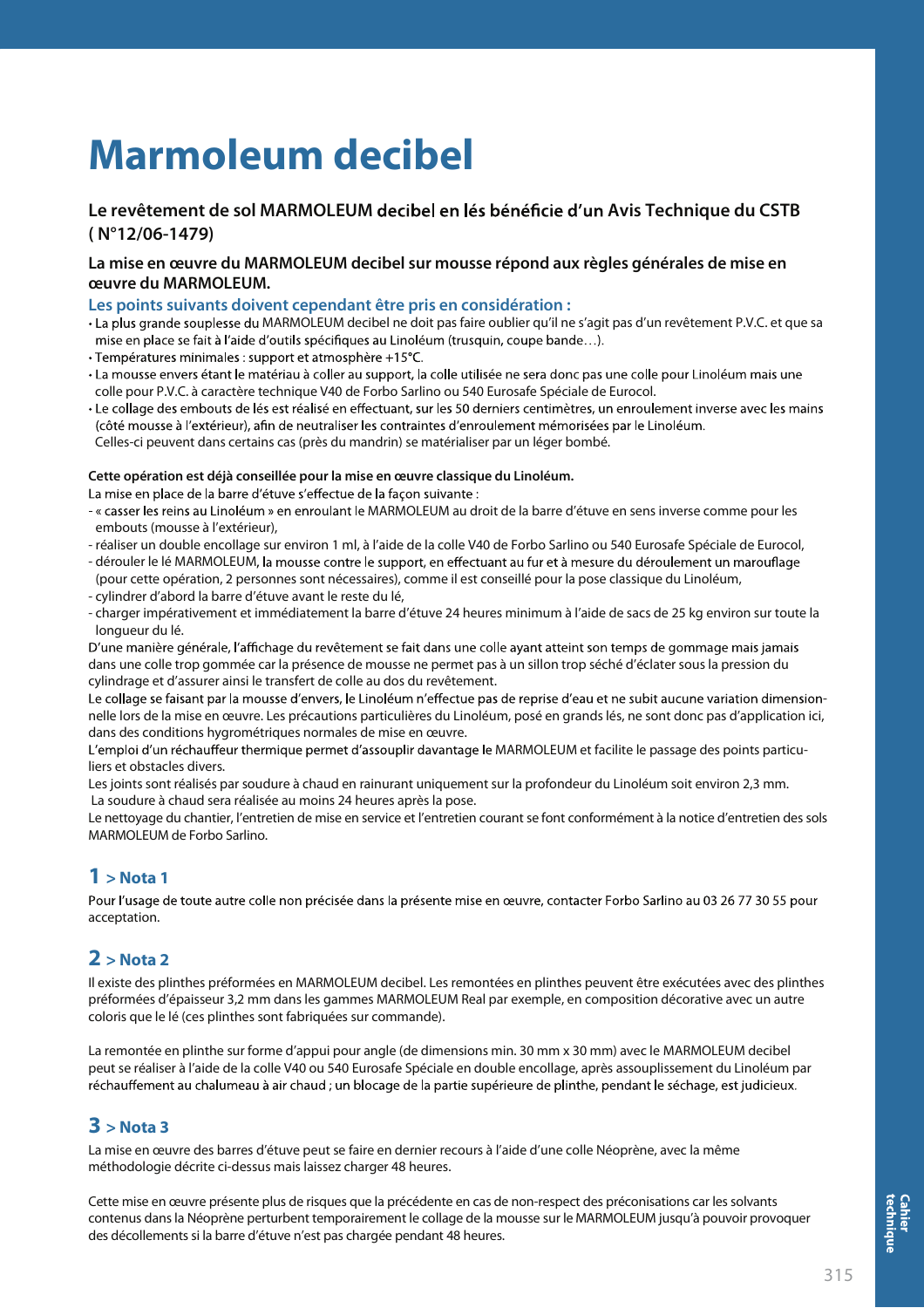# Marmoleum decibel

## Le revêtement de sol MARMOLEUM decibel en lés bénéficie d'un Avis Technique du CSTB ( N°12/06-1479)

## La mise en œuvre du MARMOLEUM decibel sur mousse répond aux règles générales de mise en œuvre du MARMOLEUM.

### Les points suivants doivent cependant être pris en considération :

- La plus grande souplesse du MARMOLEUM decibel ne doit pas faire oublier qu'il ne s'agit pas d'un revêtement P.V.C. et que sa mise en place se fait à l'aide d'outils spécifiques au Linoléum (trusquin, coupe bande…).
- Températures minimales : support et atmosphère +15°C.
- La mousse envers étant le matériau à coller au support, la colle utilisée ne sera donc pas une colle pour Linoléum mais une colle pour P.V.C. à caractère technique V40 de Forbo Sarlino ou 540 Eurosafe Spéciale de Eurocol.
- Le collage des embouts de lés est réalisé en effectuant, sur les 50 derniers centimètres, un enroulement inverse avec les mains (côté mousse à l'extérieur), afin de neutraliser les contraintes d'enroulement mémorisées par le Linoléum.
  Celles-ci peuvent dans certains cas (près du mandrin) se matérialiser par un léger bombé.

**Cette opération est déjà conseillée pour la mise en œuvre classique du Linoléum.**

La mise en place de la barre d'étuve s'effectue de la façon suivante :

- « casser les reins au Linoléum » en enroulant le MARMOLEUM au droit de la barre d'étuve en sens inverse comme pour les embouts (mousse à l'extérieur),
- réaliser un double encollage sur environ 1 ml, à l'aide de la colle V40 de Forbo Sarlino ou 540 Eurosafe Spéciale de Eurocol,
- dérouler le lé MARMOLEUM, la mousse contre le support, en effectuant au fur et à mesure du déroulement un marouflage (pour cette opération, 2 personnes sont nécessaires), comme il est conseillé pour la pose classique du Linoléum,
- cylindrer d'abord la barre d'étuve avant le reste du lé,
- charger impérativement et immédiatement la barre d'étuve 24 heures minimum à l'aide de sacs de 25 kg environ sur toute la longueur du lé.

D'une manière générale, l'affichage du revêtement se fait dans une colle ayant atteint son temps de gommage mais jamais dans une colle trop gommée car la présence de mousse ne permet pas à un sillon trop séché d'éclater sous la pression du cylindrage et d'assurer ainsi le transfert de colle au dos du revêtement.

Le collage se faisant par la mousse d'envers, le Linoléum n'effectue pas de reprise d'eau et ne subit aucune variation dimensionnelle lors de la mise en œuvre. Les précautions particulières du Linoléum, posé en grands lés, ne sont donc pas d'application ici, dans des conditions hygrométriques normales de mise en œuvre.

L'emploi d'un réchauffeur thermique permet d'assouplir davantage le MARMOLEUM et facilite le passage des points particuliers et obstacles divers.

Les joints sont réalisés par soudure à chaud en rainurant uniquement sur la profondeur du Linoléum soit environ 2,3 mm.
La soudure à chaud sera réalisée au moins 24 heures après la pose.

Le nettoyage du chantier, l'entretien de mise en service et l'entretien courant se font conformément à la notice d'entretien des sols MARMOLEUM de Forbo Sarlino.

## 1 > Nota 1

Pour l'usage de toute autre colle non précisée dans la présente mise en œuvre, contacter Forbo Sarlino au 03 26 77 30 55 pour acceptation.

## 2 > Nota 2

Il existe des plinthes préformées en MARMOLEUM decibel. Les remontées en plinthes peuvent être exécutées avec des plinthes préformées d'épaisseur 3,2 mm dans les gammes MARMOLEUM Real par exemple, en composition décorative avec un autre coloris que le lé (ces plinthes sont fabriquées sur commande).

La remontée en plinthe sur forme d'appui pour angle (de dimensions min. 30 mm x 30 mm) avec le MARMOLEUM decibel peut se réaliser à l'aide de la colle V40 ou 540 Eurosafe Spéciale en double encollage, après assouplissement du Linoléum par réchauffement au chalumeau à air chaud ; un blocage de la partie supérieure de plinthe, pendant le séchage, est judicieux.

## 3 > Nota 3

La mise en œuvre des barres d'étuve peut se faire en dernier recours à l'aide d'une colle Néoprène, avec la même méthodologie décrite ci-dessus mais laissez charger 48 heures.

Cette mise en œuvre présente plus de risques que la précédente en cas de non-respect des préconisations car les solvants contenus dans la Néoprène perturbent temporairement le collage de la mousse sur le MARMOLEUM jusqu'à pouvoir provoquer des décollements si la barre d'étuve n'est pas chargée pendant 48 heures.